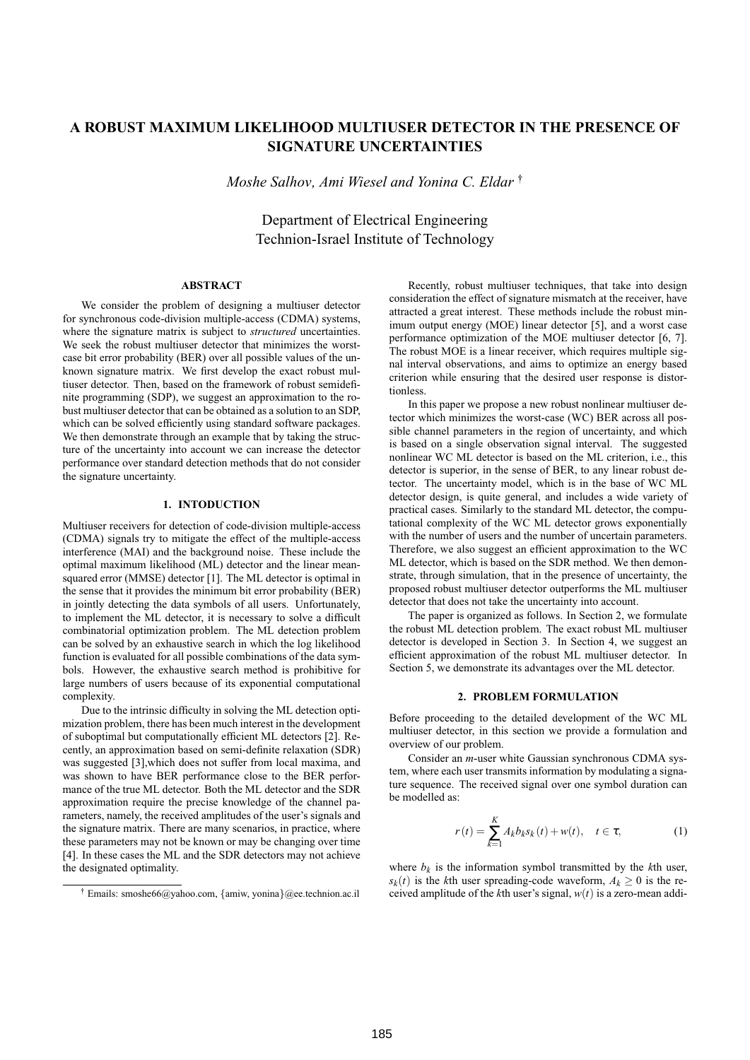// A ROBUST MAXIMUM LIKELIHOOD MULTIUSER DETECTOR IN THE PRESENCE OF SIGNATURE UNCERTAINTIES

*Moshe Salhov, Ami Wiesel and Yonina C. Eldar* †

Department of Electrical Engineering
Technion-Israel Institute of Technology

## ABSTRACT

We consider the problem of designing a multiuser detector for synchronous code-division multiple-access (CDMA) systems, where the signature matrix is subject to *structured* uncertainties. We seek the robust multiuser detector that minimizes the worst-case bit error probability (BER) over all possible values of the unknown signature matrix. We first develop the exact robust multiuser detector. Then, based on the framework of robust semidefinite programming (SDP), we suggest an approximation to the robust multiuser detector that can be obtained as a solution to an SDP, which can be solved efficiently using standard software packages. We then demonstrate through an example that by taking the structure of the uncertainty into account we can increase the detector performance over standard detection methods that do not consider the signature uncertainty.

## 1. INTODUCTION

Multiuser receivers for detection of code-division multiple-access (CDMA) signals try to mitigate the effect of the multiple-access interference (MAI) and the background noise. These include the optimal maximum likelihood (ML) detector and the linear mean-squared error (MMSE) detector [1]. The ML detector is optimal in the sense that it provides the minimum bit error probability (BER) in jointly detecting the data symbols of all users. Unfortunately, to implement the ML detector, it is necessary to solve a difficult combinatorial optimization problem. The ML detection problem can be solved by an exhaustive search in which the log likelihood function is evaluated for all possible combinations of the data symbols. However, the exhaustive search method is prohibitive for large numbers of users because of its exponential computational complexity.

Due to the intrinsic difficulty in solving the ML detection optimization problem, there has been much interest in the development of suboptimal but computationally efficient ML detectors [2]. Recently, an approximation based on semi-definite relaxation (SDR) was suggested [3],which does not suffer from local maxima, and was shown to have BER performance close to the BER performance of the true ML detector. Both the ML detector and the SDR approximation require the precise knowledge of the channel parameters, namely, the received amplitudes of the user's signals and the signature matrix. There are many scenarios, in practice, where these parameters may not be known or may be changing over time [4]. In these cases the ML and the SDR detectors may not achieve the designated optimality.

† Emails: smoshe66@yahoo.com, {amiw, yonina}@ee.technion.ac.il

Recently, robust multiuser techniques, that take into design consideration the effect of signature mismatch at the receiver, have attracted a great interest. These methods include the robust minimum output energy (MOE) linear detector [5], and a worst case performance optimization of the MOE multiuser detector [6, 7]. The robust MOE is a linear receiver, which requires multiple signal interval observations, and aims to optimize an energy based criterion while ensuring that the desired user response is distortionless.

In this paper we propose a new robust nonlinear multiuser detector which minimizes the worst-case (WC) BER across all possible channel parameters in the region of uncertainty, and which is based on a single observation signal interval. The suggested nonlinear WC ML detector is based on the ML criterion, i.e., this detector is superior, in the sense of BER, to any linear robust detector. The uncertainty model, which is in the base of WC ML detector design, is quite general, and includes a wide variety of practical cases. Similarly to the standard ML detector, the computational complexity of the WC ML detector grows exponentially with the number of users and the number of uncertain parameters. Therefore, we also suggest an efficient approximation to the WC ML detector, which is based on the SDR method. We then demonstrate, through simulation, that in the presence of uncertainty, the proposed robust multiuser detector outperforms the ML multiuser detector that does not take the uncertainty into account.

The paper is organized as follows. In Section 2, we formulate the robust ML detection problem. The exact robust ML multiuser detector is developed in Section 3. In Section 4, we suggest an efficient approximation of the robust ML multiuser detector. In Section 5, we demonstrate its advantages over the ML detector.

## 2. PROBLEM FORMULATION

Before proceeding to the detailed development of the WC ML multiuser detector, in this section we provide a formulation and overview of our problem.

Consider an $m$-user white Gaussian synchronous CDMA system, where each user transmits information by modulating a signature sequence. The received signal over one symbol duration can be modelled as:

$$r(t) = \sum_{k=1}^{K} A_k b_k s_k(t) + w(t), \quad t \in \tau, \tag{1}$$

where $b_k$ is the information symbol transmitted by the $k$th user, $s_k(t)$ is the $k$th user spreading-code waveform, $A_k \geq 0$ is the received amplitude of the $k$th user's signal, $w(t)$ is a zero-mean addi-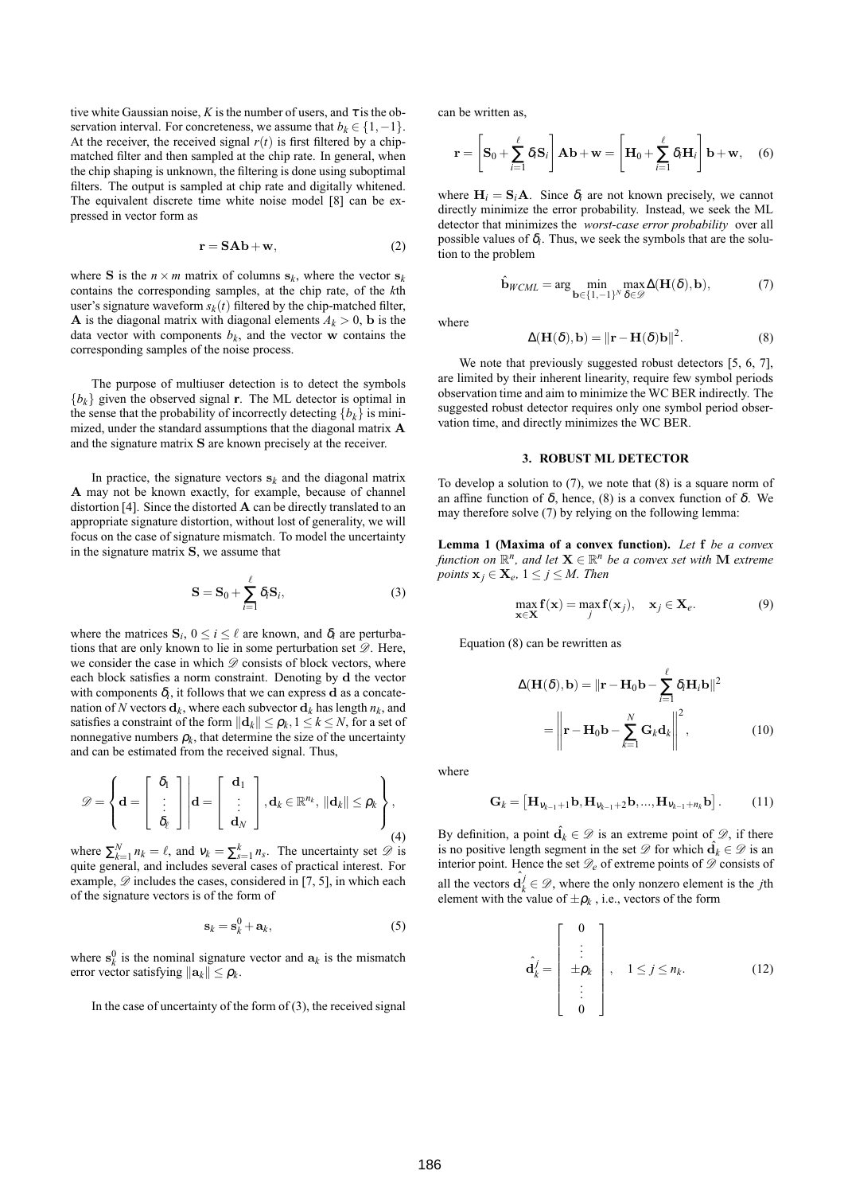tive white Gaussian noise, $K$ is the number of users, and $\tau$ is the observation interval. For concreteness, we assume that $b_k \in \{1, -1\}$. At the receiver, the received signal $r(t)$ is first filtered by a chip-matched filter and then sampled at the chip rate. In general, when the chip shaping is unknown, the filtering is done using suboptimal filters. The output is sampled at chip rate and digitally whitened. The equivalent discrete time white noise model [8] can be expressed in vector form as

$$\mathbf{r} = \mathbf{S}\mathbf{A}\mathbf{b} + \mathbf{w}, \tag{2}$$

where $\mathbf{S}$ is the $n \times m$ matrix of columns $\mathbf{s}_k$, where the vector $\mathbf{s}_k$ contains the corresponding samples, at the chip rate, of the $k$th user's signature waveform $s_k(t)$ filtered by the chip-matched filter, $\mathbf{A}$ is the diagonal matrix with diagonal elements $A_k > 0$, $\mathbf{b}$ is the data vector with components $b_k$, and the vector $\mathbf{w}$ contains the corresponding samples of the noise process.

The purpose of multiuser detection is to detect the symbols $\{b_k\}$ given the observed signal $\mathbf{r}$. The ML detector is optimal in the sense that the probability of incorrectly detecting $\{b_k\}$ is minimized, under the standard assumptions that the diagonal matrix $\mathbf{A}$ and the signature matrix $\mathbf{S}$ are known precisely at the receiver.

In practice, the signature vectors $\mathbf{s}_k$ and the diagonal matrix $\mathbf{A}$ may not be known exactly, for example, because of channel distortion [4]. Since the distorted $\mathbf{A}$ can be directly translated to an appropriate signature distortion, without lost of generality, we will focus on the case of signature mismatch. To model the uncertainty in the signature matrix $\mathbf{S}$, we assume that

$$\mathbf{S} = \mathbf{S}_0 + \sum_{i=1}^{\ell} \delta_i \mathbf{S}_i, \tag{3}$$

where the matrices $\mathbf{S}_i$, $0 \le i \le \ell$ are known, and $\delta_i$ are perturbations that are only known to lie in some perturbation set $\mathscr{D}$. Here, we consider the case in which $\mathscr{D}$ consists of block vectors, where each block satisfies a norm constraint. Denoting by $\mathbf{d}$ the vector with components $\delta_i$, it follows that we can express $\mathbf{d}$ as a concatenation of $N$ vectors $\mathbf{d}_k$, where each subvector $\mathbf{d}_k$ has length $n_k$, and satisfies a constraint of the form $\|\mathbf{d}_k\| \le \rho_k, 1 \le k \le N$, for a set of nonnegative numbers $\rho_k$, that determine the size of the uncertainty and can be estimated from the received signal. Thus,

$$\mathscr{D} = \left\{ \mathbf{d} = \begin{bmatrix} \delta_1 \\ \vdots \\ \delta_\ell \end{bmatrix} \middle| \mathbf{d} = \begin{bmatrix} \mathbf{d}_1 \\ \vdots \\ \mathbf{d}_N \end{bmatrix}, \mathbf{d}_k \in \mathbb{R}^{n_k},\ \|\mathbf{d}_k\| \le \rho_k \right\}, \tag{4}$$

where $\sum_{k=1}^{N} n_k = \ell$, and $\nu_k = \sum_{s=1}^{k} n_s$. The uncertainty set $\mathscr{D}$ is quite general, and includes several cases of practical interest. For example, $\mathscr{D}$ includes the cases, considered in [7, 5], in which each of the signature vectors is of the form of

$$\mathbf{s}_k = \mathbf{s}_k^0 + \mathbf{a}_k, \tag{5}$$

where $\mathbf{s}_k^0$ is the nominal signature vector and $\mathbf{a}_k$ is the mismatch error vector satisfying $\|\mathbf{a}_k\| \le \rho_k$.

In the case of uncertainty of the form of (3), the received signal can be written as,

$$\mathbf{r} = \left[\mathbf{S}_0 + \sum_{i=1}^{\ell} \delta_i \mathbf{S}_i\right] \mathbf{A}\mathbf{b} + \mathbf{w} = \left[\mathbf{H}_0 + \sum_{i=1}^{\ell} \delta_i \mathbf{H}_i\right] \mathbf{b} + \mathbf{w}, \tag{6}$$

where $\mathbf{H}_i = \mathbf{S}_i \mathbf{A}$. Since $\delta_i$ are not known precisely, we cannot directly minimize the error probability. Instead, we seek the ML detector that minimizes the *worst-case error probability* over all possible values of $\delta_i$. Thus, we seek the symbols that are the solution to the problem

$$\hat{\mathbf{b}}_{WCML} = \arg \min_{\mathbf{b} \in \{1,-1\}^N} \max_{\delta \in \mathscr{D}} \Delta(\mathbf{H}(\delta), \mathbf{b}), \tag{7}$$

where

$$\Delta(\mathbf{H}(\delta), \mathbf{b}) = \|\mathbf{r} - \mathbf{H}(\delta)\mathbf{b}\|^2. \tag{8}$$

We note that previously suggested robust detectors [5, 6, 7], are limited by their inherent linearity, require few symbol periods observation time and aim to minimize the WC BER indirectly. The suggested robust detector requires only one symbol period observation time, and directly minimizes the WC BER.

## 3. ROBUST ML DETECTOR

To develop a solution to (7), we note that (8) is a square norm of an affine function of $\delta$, hence, (8) is a convex function of $\delta$. We may therefore solve (7) by relying on the following lemma:

**Lemma 1 (Maxima of a convex function).** *Let* $\mathbf{f}$ *be a convex function on* $\mathbb{R}^n$*, and let* $\mathbf{X} \in \mathbb{R}^n$ *be a convex set with* $\mathbf{M}$ *extreme points* $\mathbf{x}_j \in \mathbf{X}_e$*,* $1 \le j \le M$*. Then*

$$\max_{\mathbf{x} \in \mathbf{X}} \mathbf{f}(\mathbf{x}) = \max_j \mathbf{f}(\mathbf{x}_j), \quad \mathbf{x}_j \in \mathbf{X}_e. \tag{9}$$

Equation (8) can be rewritten as

$$\begin{aligned} \Delta(\mathbf{H}(\delta), \mathbf{b}) &= \|\mathbf{r} - \mathbf{H}_0\mathbf{b} - \sum_{i=1}^{\ell} \delta_i \mathbf{H}_i \mathbf{b}\|^2 \\ &= \left\| \mathbf{r} - \mathbf{H}_0\mathbf{b} - \sum_{k=1}^{N} \mathbf{G}_k \mathbf{d}_k \right\|^2, \end{aligned} \tag{10}$$

where

$$\mathbf{G}_k = \left[\mathbf{H}_{\nu_{k-1}+1}\mathbf{b}, \mathbf{H}_{\nu_{k-1}+2}\mathbf{b}, ..., \mathbf{H}_{\nu_{k-1}+n_k}\mathbf{b}\right]. \tag{11}$$

By definition, a point $\hat{\mathbf{d}}_k \in \mathscr{D}$ is an extreme point of $\mathscr{D}$, if there is no positive length segment in the set $\mathscr{D}$ for which $\hat{\mathbf{d}}_k \in \mathscr{D}$ is an interior point. Hence the set $\mathscr{D}_e$ of extreme points of $\mathscr{D}$ consists of all the vectors $\hat{\mathbf{d}}_k^j \in \mathscr{D}$, where the only nonzero element is the $j$th element with the value of $\pm\rho_k$ , i.e., vectors of the form

$$\hat{\mathbf{d}}_k^j = \begin{bmatrix} 0 \\ \vdots \\ \pm\rho_k \\ \vdots \\ 0 \end{bmatrix}, \quad 1 \le j \le n_k. \tag{12}$$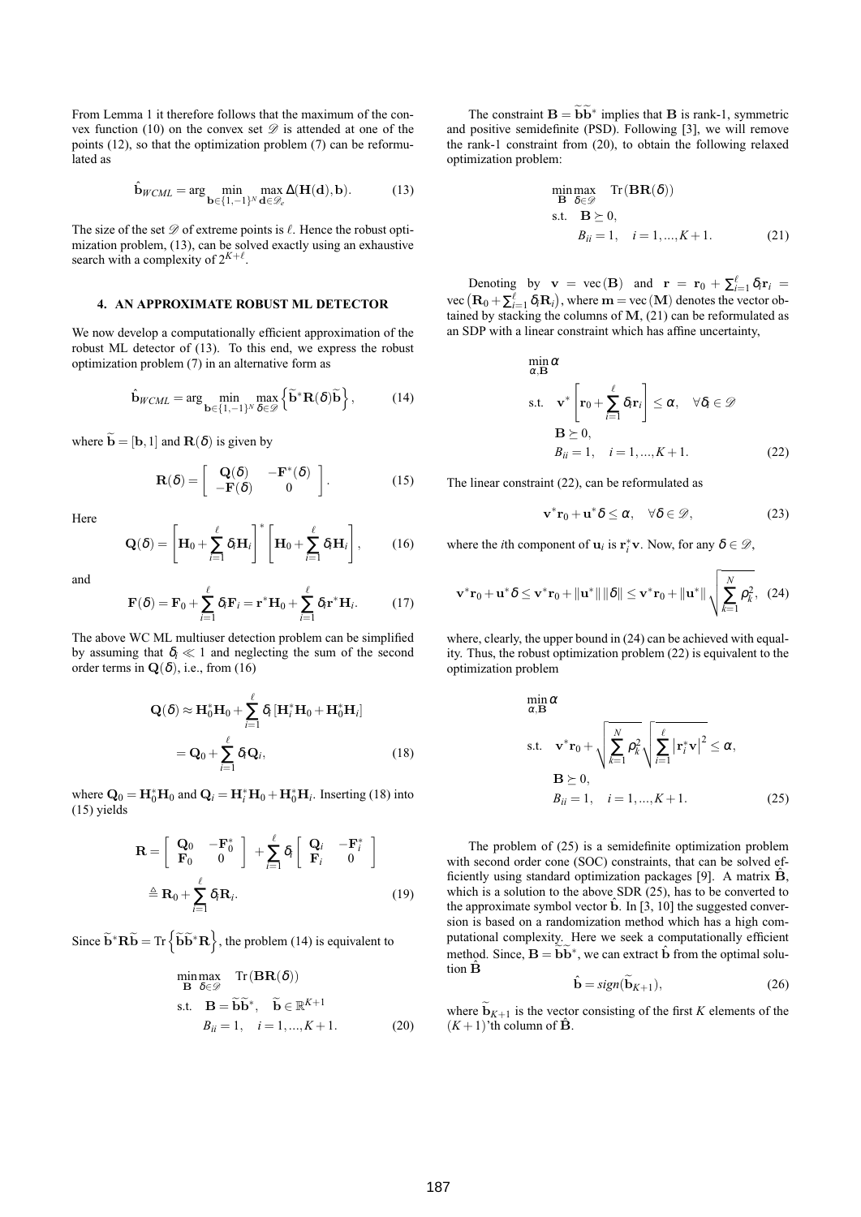From Lemma 1 it therefore follows that the maximum of the convex function (10) on the convex set $\mathscr{D}$ is attended at one of the points (12), so that the optimization problem (7) can be reformulated as

$$\hat{\mathbf{b}}_{WCML} = \arg \min_{\mathbf{b}\in\{1,-1\}^N} \max_{\mathbf{d}\in\mathscr{D}_e} \Delta(\mathbf{H}(\mathbf{d}), \mathbf{b}). \tag{13}$$

The size of the set $\mathscr{D}$ of extreme points is $\ell$. Hence the robust optimization problem, (13), can be solved exactly using an exhaustive search with a complexity of $2^{K+\ell}$.

## 4. AN APPROXIMATE ROBUST ML DETECTOR

We now develop a computationally efficient approximation of the robust ML detector of (13). To this end, we express the robust optimization problem (7) in an alternative form as

$$\hat{\mathbf{b}}_{WCML} = \arg \min_{\mathbf{b}\in\{1,-1\}^N} \max_{\delta\in\mathscr{D}} \left\{ \widetilde{\mathbf{b}}^* \mathbf{R}(\delta) \widetilde{\mathbf{b}} \right\}, \tag{14}$$

where $\widetilde{\mathbf{b}} = [\mathbf{b}, 1]$ and $\mathbf{R}(\delta)$ is given by

$$\mathbf{R}(\delta) = \begin{bmatrix} \mathbf{Q}(\delta) & -\mathbf{F}^*(\delta) \\ -\mathbf{F}(\delta) & 0 \end{bmatrix}. \tag{15}$$

Here

$$\mathbf{Q}(\delta) = \left[\mathbf{H}_0 + \sum_{i=1}^{\ell} \delta_i \mathbf{H}_i\right]^* \left[\mathbf{H}_0 + \sum_{i=1}^{\ell} \delta_i \mathbf{H}_i\right], \tag{16}$$

and

$$\mathbf{F}(\delta) = \mathbf{F}_0 + \sum_{i=1}^{\ell} \delta_i \mathbf{F}_i = \mathbf{r}^* \mathbf{H}_0 + \sum_{i=1}^{\ell} \delta_i \mathbf{r}^* \mathbf{H}_i. \tag{17}$$

The above WC ML multiuser detection problem can be simplified by assuming that $\delta_i \ll 1$ and neglecting the sum of the second order terms in $\mathbf{Q}(\delta)$, i.e., from (16)

$$\begin{aligned} \mathbf{Q}(\delta) &\approx \mathbf{H}_0^* \mathbf{H}_0 + \sum_{i=1}^{\ell} \delta_i \left[\mathbf{H}_i^* \mathbf{H}_0 + \mathbf{H}_0^* \mathbf{H}_i\right] \\ &= \mathbf{Q}_0 + \sum_{i=1}^{\ell} \delta_i \mathbf{Q}_i, \end{aligned} \tag{18}$$

where $\mathbf{Q}_0 = \mathbf{H}_0^* \mathbf{H}_0$ and $\mathbf{Q}_i = \mathbf{H}_i^* \mathbf{H}_0 + \mathbf{H}_0^* \mathbf{H}_i$. Inserting (18) into (15) yields

$$\begin{aligned} \mathbf{R} &= \begin{bmatrix} \mathbf{Q}_0 & -\mathbf{F}_0^* \\ \mathbf{F}_0 & 0 \end{bmatrix} + \sum_{i=1}^{\ell} \delta_i \begin{bmatrix} \mathbf{Q}_i & -\mathbf{F}_i^* \\ \mathbf{F}_i & 0 \end{bmatrix} \\ &\triangleq \mathbf{R}_0 + \sum_{i=1}^{\ell} \delta_i \mathbf{R}_i. \end{aligned} \tag{19}$$

Since $\widetilde{\mathbf{b}}^* \mathbf{R} \widetilde{\mathbf{b}} = \mathrm{Tr}\left\{\widetilde{\mathbf{b}}\widetilde{\mathbf{b}}^* \mathbf{R}\right\}$, the problem (14) is equivalent to

$$\begin{aligned} \min_{\mathbf{B}} \max_{\delta\in\mathscr{D}} \quad & \mathrm{Tr}(\mathbf{B}\mathbf{R}(\delta)) \\ \text{s.t.} \quad & \mathbf{B} = \widetilde{\mathbf{b}}\widetilde{\mathbf{b}}^*, \quad \widetilde{\mathbf{b}} \in \mathbb{R}^{K+1} \\ & B_{ii} = 1, \quad i = 1, ..., K+1. \end{aligned} \tag{20}$$

The constraint $\mathbf{B} = \widetilde{\mathbf{b}}\widetilde{\mathbf{b}}^*$ implies that $\mathbf{B}$ is rank-1, symmetric and positive semidefinite (PSD). Following [3], we will remove the rank-1 constraint from (20), to obtain the following relaxed optimization problem:

$$\begin{aligned} \min_{\mathbf{B}} \max_{\delta\in\mathscr{D}} \quad & \mathrm{Tr}(\mathbf{B}\mathbf{R}(\delta)) \\ \text{s.t.} \quad & \mathbf{B} \succeq 0, \\ & B_{ii} = 1, \quad i = 1, ..., K+1. \end{aligned} \tag{21}$$

Denoting by $\mathbf{v} = \mathrm{vec}(\mathbf{B})$ and $\mathbf{r} = \mathbf{r}_0 + \sum_{i=1}^{\ell} \delta_i \mathbf{r}_i = \mathrm{vec}\left(\mathbf{R}_0 + \sum_{i=1}^{\ell} \delta_i \mathbf{R}_i\right)$, where $\mathbf{m} = \mathrm{vec}(\mathbf{M})$ denotes the vector obtained by stacking the columns of $\mathbf{M}$, (21) can be reformulated as an SDP with a linear constraint which has affine uncertainty,

$$\begin{aligned} \min_{\alpha,\mathbf{B}} \quad & \alpha \\ \text{s.t.} \quad & \mathbf{v}^* \left[\mathbf{r}_0 + \sum_{i=1}^{\ell} \delta_i \mathbf{r}_i\right] \leq \alpha, \quad \forall \delta_i \in \mathscr{D} \\ & \mathbf{B} \succeq 0, \\ & B_{ii} = 1, \quad i = 1, ..., K+1. \end{aligned} \tag{22}$$

The linear constraint (22), can be reformulated as

$$\mathbf{v}^* \mathbf{r}_0 + \mathbf{u}^* \delta \leq \alpha, \quad \forall \delta \in \mathscr{D}, \tag{23}$$

where the $i$th component of $\mathbf{u}_i$ is $\mathbf{r}_i^* \mathbf{v}$. Now, for any $\delta \in \mathscr{D}$,

$$\mathbf{v}^* \mathbf{r}_0 + \mathbf{u}^* \delta \leq \mathbf{v}^* \mathbf{r}_0 + \|\mathbf{u}^*\| \|\delta\| \leq \mathbf{v}^* \mathbf{r}_0 + \|\mathbf{u}^*\| \sqrt{\sum_{k=1}^{N} \rho_k^2}, \tag{24}$$

where, clearly, the upper bound in (24) can be achieved with equality. Thus, the robust optimization problem (22) is equivalent to the optimization problem

$$\begin{aligned} \min_{\alpha,\mathbf{B}} \quad & \alpha \\ \text{s.t.} \quad & \mathbf{v}^* \mathbf{r}_0 + \sqrt{\sum_{k=1}^{N} \rho_k^2} \sqrt{\sum_{i=1}^{\ell} \left|\mathbf{r}_i^* \mathbf{v}\right|^2} \leq \alpha, \\ & \mathbf{B} \succeq 0, \\ & B_{ii} = 1, \quad i = 1, ..., K+1. \end{aligned} \tag{25}$$

The problem of (25) is a semidefinite optimization problem with second order cone (SOC) constraints, that can be solved efficiently using standard optimization packages [9]. A matrix $\hat{\mathbf{B}}$, which is a solution to the above SDR (25), has to be converted to the approximate symbol vector $\hat{\mathbf{b}}$. In [3, 10] the suggested conversion is based on a randomization method which has a high computational complexity. Here we seek a computationally efficient method. Since, $\mathbf{B} = \widetilde{\mathbf{b}}\widetilde{\mathbf{b}}^*$, we can extract $\hat{\mathbf{b}}$ from the optimal solution $\hat{\mathbf{B}}$

$$\hat{\mathbf{b}} = sign(\widetilde{\mathbf{b}}_{K+1}), \tag{26}$$

where $\widetilde{\mathbf{b}}_{K+1}$ is the vector consisting of the first $K$ elements of the $(K+1)$'th column of $\hat{\mathbf{B}}$.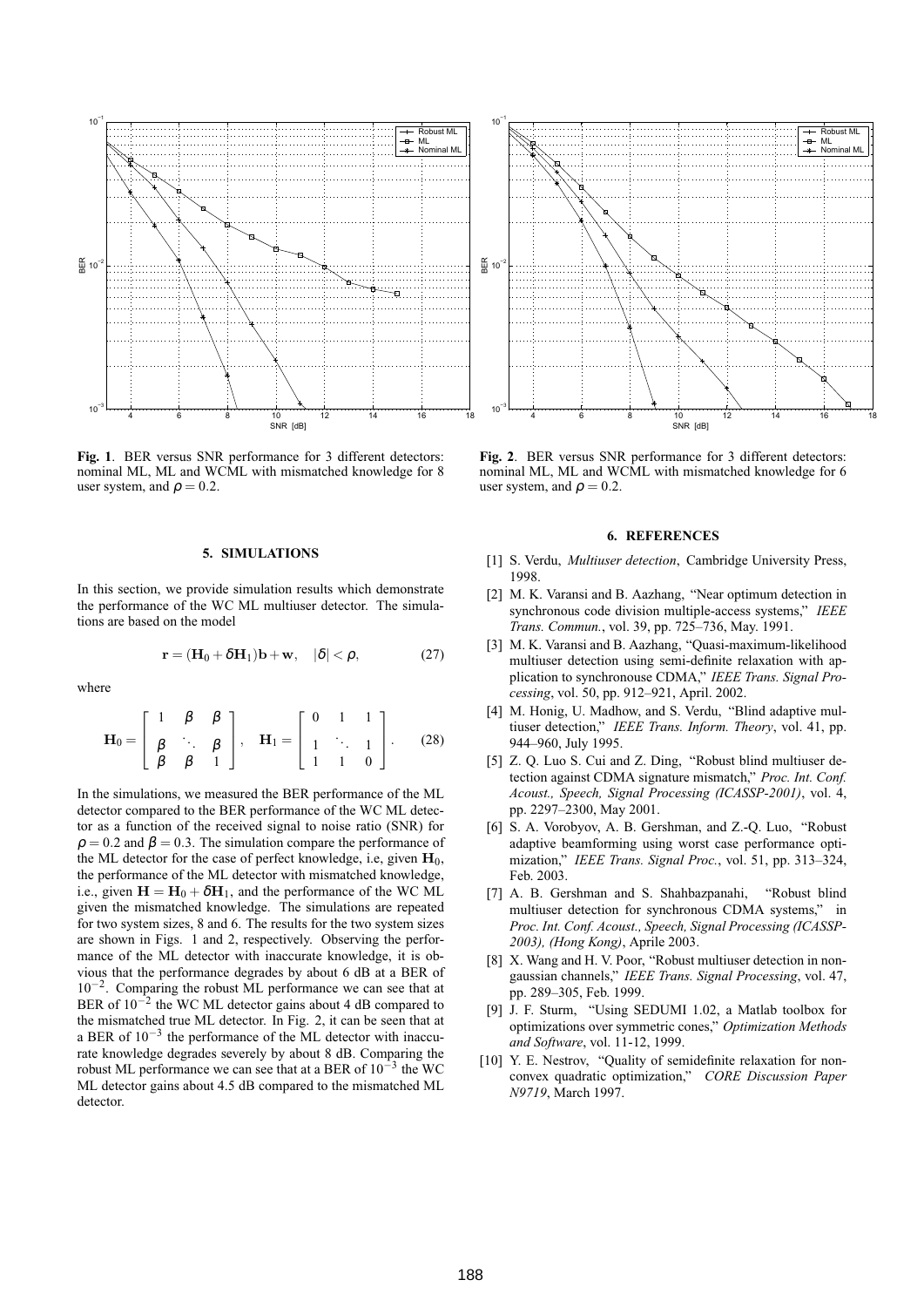BER

SNR [dB]

Robust ML
ML
Nominal ML

**Fig. 1**. BER versus SNR performance for 3 different detectors: nominal ML, ML and WCML with mismatched knowledge for 8 user system, and $\rho = 0.2$.

BER

SNR [dB]

Robust ML
ML
Nominal ML

**Fig. 2**. BER versus SNR performance for 3 different detectors: nominal ML, ML and WCML with mismatched knowledge for 6 user system, and $\rho = 0.2$.

## 5. SIMULATIONS

In this section, we provide simulation results which demonstrate the performance of the WC ML multiuser detector. The simulations are based on the model

$$\mathbf{r} = (\mathbf{H}_0 + \delta \mathbf{H}_1)\mathbf{b} + \mathbf{w}, \quad |\delta| < \rho, \tag{27}$$

where

$$\mathbf{H}_0 = \begin{bmatrix} 1 & \beta & \beta \\ \beta & \ddots & \beta \\ \beta & \beta & 1 \end{bmatrix}, \quad \mathbf{H}_1 = \begin{bmatrix} 0 & 1 & 1 \\ 1 & \ddots & 1 \\ 1 & 1 & 0 \end{bmatrix}. \tag{28}$$

In the simulations, we measured the BER performance of the ML detector compared to the BER performance of the WC ML detector as a function of the received signal to noise ratio (SNR) for $\rho = 0.2$ and $\beta = 0.3$. The simulation compare the performance of the ML detector for the case of perfect knowledge, i.e, given $\mathbf{H}_0$, the performance of the ML detector with mismatched knowledge, i.e., given $\mathbf{H} = \mathbf{H}_0 + \delta \mathbf{H}_1$, and the performance of the WC ML given the mismatched knowledge. The simulations are repeated for two system sizes, 8 and 6. The results for the two system sizes are shown in Figs. 1 and 2, respectively. Observing the performance of the ML detector with inaccurate knowledge, it is obvious that the performance degrades by about 6 dB at a BER of $10^{-2}$. Comparing the robust ML performance we can see that at BER of $10^{-2}$ the WC ML detector gains about 4 dB compared to the mismatched true ML detector. In Fig. 2, it can be seen that at a BER of $10^{-3}$ the performance of the ML detector with inaccurate knowledge degrades severely by about 8 dB. Comparing the robust ML performance we can see that at a BER of $10^{-3}$ the WC ML detector gains about 4.5 dB compared to the mismatched ML detector.

## 6. REFERENCES

[1] S. Verdu, *Multiuser detection*, Cambridge University Press, 1998.

[2] M. K. Varansi and B. Aazhang, "Near optimum detection in synchronous code division multiple-access systems," *IEEE Trans. Commun.*, vol. 39, pp. 725–736, May. 1991.

[3] M. K. Varansi and B. Aazhang, "Quasi-maximum-likelihood multiuser detection using semi-definite relaxation with application to synchronouse CDMA," *IEEE Trans. Signal Processing*, vol. 50, pp. 912–921, April. 2002.

[4] M. Honig, U. Madhow, and S. Verdu, "Blind adaptive multiuser detection," *IEEE Trans. Inform. Theory*, vol. 41, pp. 944–960, July 1995.

[5] Z. Q. Luo S. Cui and Z. Ding, "Robust blind multiuser detection against CDMA signature mismatch," *Proc. Int. Conf. Acoust., Speech, Signal Processing (ICASSP-2001)*, vol. 4, pp. 2297–2300, May 2001.

[6] S. A. Vorobyov, A. B. Gershman, and Z.-Q. Luo, "Robust adaptive beamforming using worst case performance optimization," *IEEE Trans. Signal Proc.*, vol. 51, pp. 313–324, Feb. 2003.

[7] A. B. Gershman and S. Shahbazpanahi, "Robust blind multiuser detection for synchronous CDMA systems," in *Proc. Int. Conf. Acoust., Speech, Signal Processing (ICASSP-2003), (Hong Kong)*, Aprile 2003.

[8] X. Wang and H. V. Poor, "Robust multiuser detection in non-gaussian channels," *IEEE Trans. Signal Processing*, vol. 47, pp. 289–305, Feb. 1999.

[9] J. F. Sturm, "Using SEDUMI 1.02, a Matlab toolbox for optimizations over symmetric cones," *Optimization Methods and Software*, vol. 11-12, 1999.

[10] Y. E. Nestrov, "Quality of semidefinite relaxation for nonconvex quadratic optimization," *CORE Discussion Paper N9719*, March 1997.